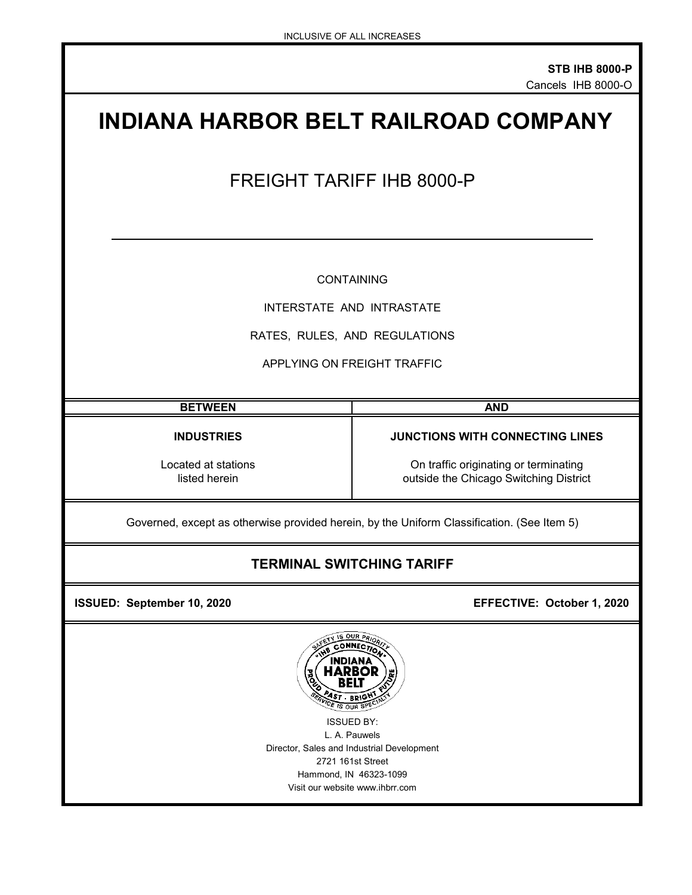INCLUSIVE OF ALL INCREASES

**STB IHB 8000-P**
Cancels IHB 8000-O

# INDIANA HARBOR BELT RAILROAD COMPANY

## FREIGHT TARIFF IHB 8000-P

---

CONTAINING

INTERSTATE AND INTRASTATE

RATES, RULES, AND REGULATIONS

APPLYING ON FREIGHT TRAFFIC

| BETWEEN | AND |
|---|---|
| **INDUSTRIES**<br><br>Located at stations listed herein | **JUNCTIONS WITH CONNECTING LINES**<br><br>On traffic originating or terminating outside the Chicago Switching District |

Governed, except as otherwise provided herein, by the Uniform Classification. (See Item 5)

### TERMINAL SWITCHING TARIFF

**ISSUED: September 10, 2020** **EFFECTIVE: October 1, 2020**

ISSUED BY:
L. A. Pauwels
Director, Sales and Industrial Development
2721 161st Street
Hammond, IN 46323-1099
Visit our website www.ihbrr.com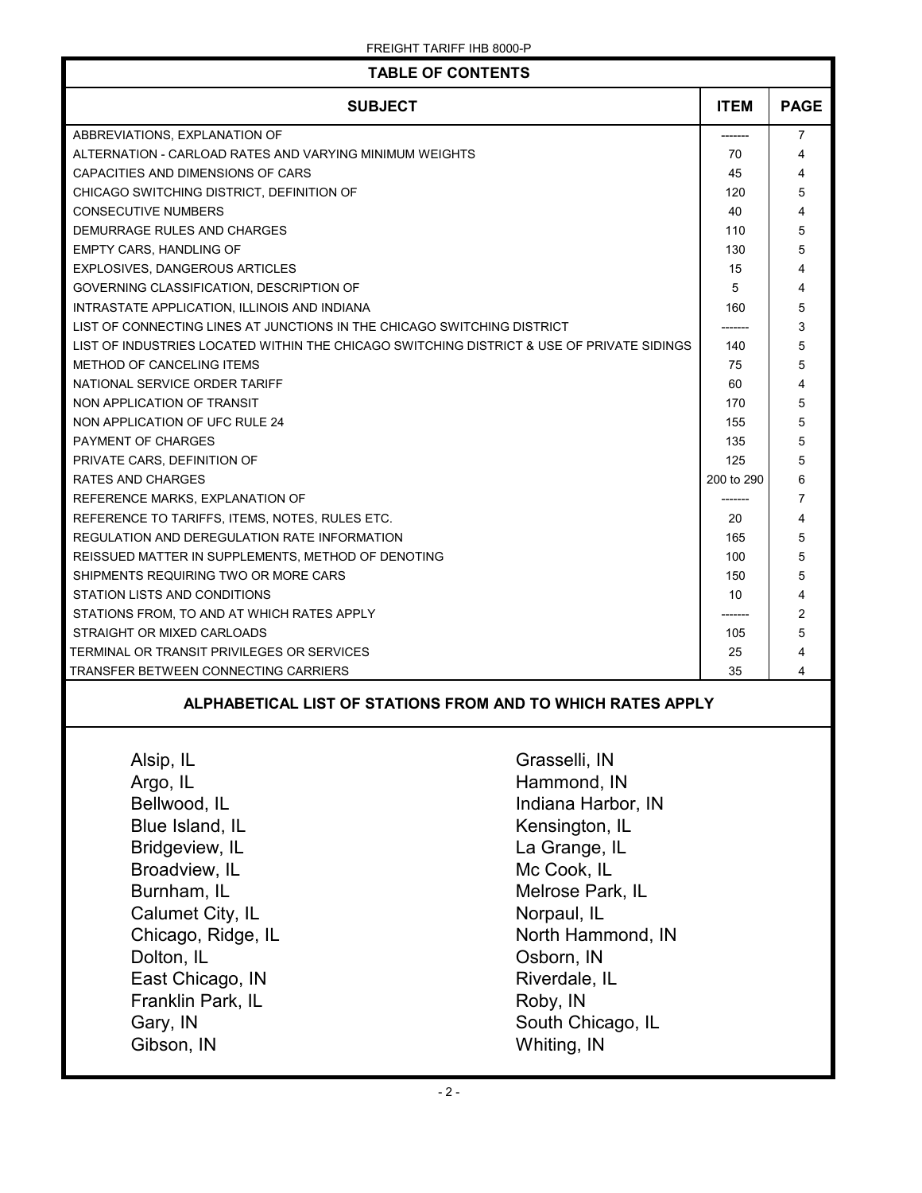## TABLE OF CONTENTS

| SUBJECT | ITEM | PAGE |
|---|---|---|
| ABBREVIATIONS, EXPLANATION OF | ------- | 7 |
| ALTERNATION - CARLOAD RATES AND VARYING MINIMUM WEIGHTS | 70 | 4 |
| CAPACITIES AND DIMENSIONS OF CARS | 45 | 4 |
| CHICAGO SWITCHING DISTRICT, DEFINITION OF | 120 | 5 |
| CONSECUTIVE NUMBERS | 40 | 4 |
| DEMURRAGE RULES AND CHARGES | 110 | 5 |
| EMPTY CARS, HANDLING OF | 130 | 5 |
| EXPLOSIVES, DANGEROUS ARTICLES | 15 | 4 |
| GOVERNING CLASSIFICATION, DESCRIPTION OF | 5 | 4 |
| INTRASTATE APPLICATION, ILLINOIS AND INDIANA | 160 | 5 |
| LIST OF CONNECTING LINES AT JUNCTIONS IN THE CHICAGO SWITCHING DISTRICT | ------- | 3 |
| LIST OF INDUSTRIES LOCATED WITHIN THE CHICAGO SWITCHING DISTRICT & USE OF PRIVATE SIDINGS | 140 | 5 |
| METHOD OF CANCELING ITEMS | 75 | 5 |
| NATIONAL SERVICE ORDER TARIFF | 60 | 4 |
| NON APPLICATION OF TRANSIT | 170 | 5 |
| NON APPLICATION OF UFC RULE 24 | 155 | 5 |
| PAYMENT OF CHARGES | 135 | 5 |
| PRIVATE CARS, DEFINITION OF | 125 | 5 |
| RATES AND CHARGES | 200 to 290 | 6 |
| REFERENCE MARKS, EXPLANATION OF | ------- | 7 |
| REFERENCE TO TARIFFS, ITEMS, NOTES, RULES ETC. | 20 | 4 |
| REGULATION AND DEREGULATION RATE INFORMATION | 165 | 5 |
| REISSUED MATTER IN SUPPLEMENTS, METHOD OF DENOTING | 100 | 5 |
| SHIPMENTS REQUIRING TWO OR MORE CARS | 150 | 5 |
| STATION LISTS AND CONDITIONS | 10 | 4 |
| STATIONS FROM, TO AND AT WHICH RATES APPLY | ------- | 2 |
| STRAIGHT OR MIXED CARLOADS | 105 | 5 |
| TERMINAL OR TRANSIT PRIVILEGES OR SERVICES | 25 | 4 |
| TRANSFER BETWEEN CONNECTING CARRIERS | 35 | 4 |

## ALPHABETICAL LIST OF STATIONS FROM AND TO WHICH RATES APPLY

- Alsip, IL
- Argo, IL
- Bellwood, IL
- Blue Island, IL
- Bridgeview, IL
- Broadview, IL
- Burnham, IL
- Calumet City, IL
- Chicago, Ridge, IL
- Dolton, IL
- East Chicago, IN
- Franklin Park, IL
- Gary, IN
- Gibson, IN
- Grasselli, IN
- Hammond, IN
- Indiana Harbor, IN
- Kensington, IL
- La Grange, IL
- Mc Cook, IL
- Melrose Park, IL
- Norpaul, IL
- North Hammond, IN
- Osborn, IN
- Riverdale, IL
- Roby, IN
- South Chicago, IL
- Whiting, IN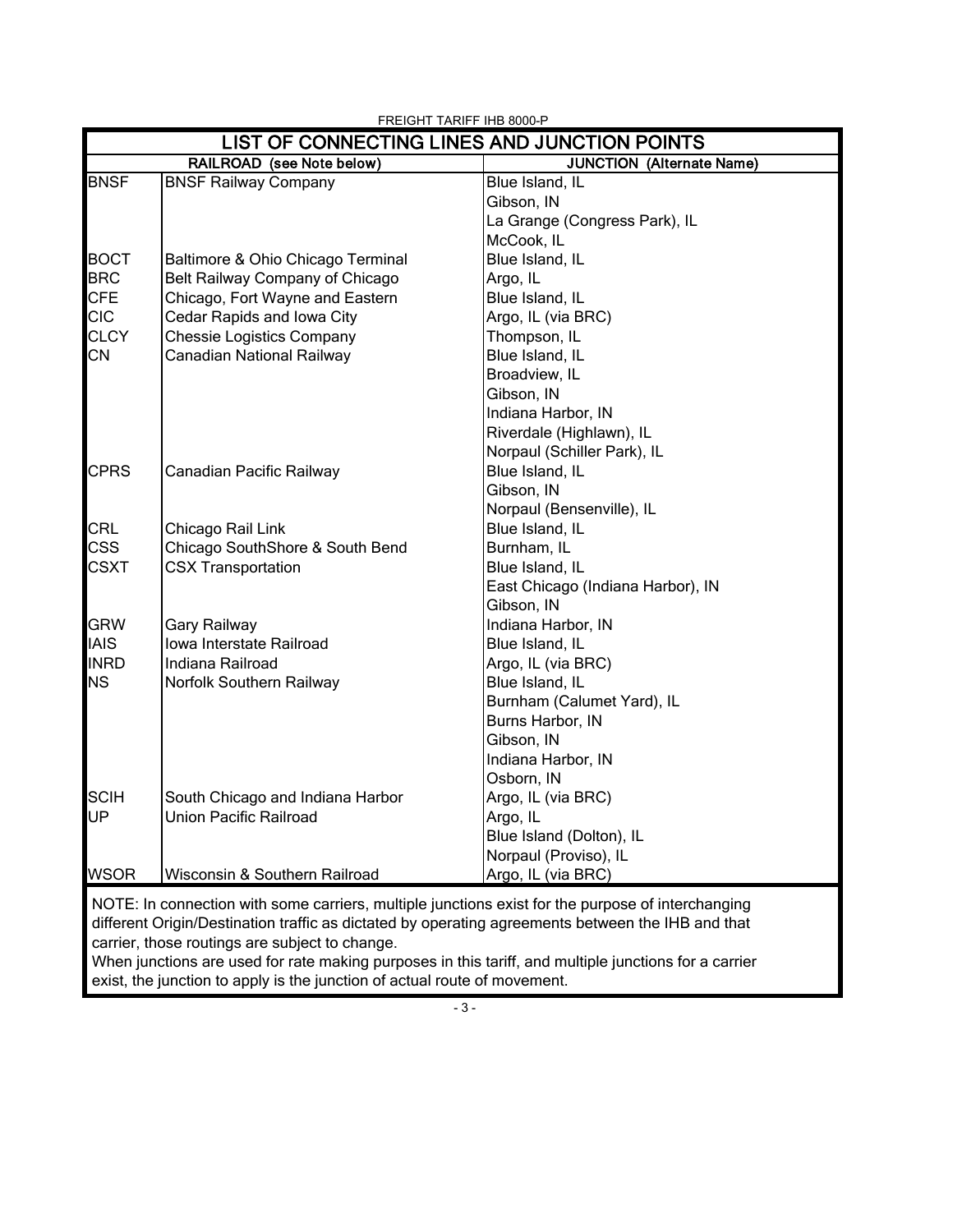FREIGHT TARIFF IHB 8000-P

## LIST OF CONNECTING LINES AND JUNCTION POINTS

| RAILROAD (see Note below) | | JUNCTION (Alternate Name) |
|---|---|---|
| BNSF | BNSF Railway Company | Blue Island, IL |
| | | Gibson, IN |
| | | La Grange (Congress Park), IL |
| | | McCook, IL |
| BOCT | Baltimore & Ohio Chicago Terminal | Blue Island, IL |
| BRC | Belt Railway Company of Chicago | Argo, IL |
| CFE | Chicago, Fort Wayne and Eastern | Blue Island, IL |
| CIC | Cedar Rapids and Iowa City | Argo, IL (via BRC) |
| CLCY | Chessie Logistics Company | Thompson, IL |
| CN | Canadian National Railway | Blue Island, IL |
| | | Broadview, IL |
| | | Gibson, IN |
| | | Indiana Harbor, IN |
| | | Riverdale (Highlawn), IL |
| | | Norpaul (Schiller Park), IL |
| CPRS | Canadian Pacific Railway | Blue Island, IL |
| | | Gibson, IN |
| | | Norpaul (Bensenville), IL |
| CRL | Chicago Rail Link | Blue Island, IL |
| CSS | Chicago SouthShore & South Bend | Burnham, IL |
| CSXT | CSX Transportation | Blue Island, IL |
| | | East Chicago (Indiana Harbor), IN |
| | | Gibson, IN |
| GRW | Gary Railway | Indiana Harbor, IN |
| IAIS | Iowa Interstate Railroad | Blue Island, IL |
| INRD | Indiana Railroad | Argo, IL (via BRC) |
| NS | Norfolk Southern Railway | Blue Island, IL |
| | | Burnham (Calumet Yard), IL |
| | | Burns Harbor, IN |
| | | Gibson, IN |
| | | Indiana Harbor, IN |
| | | Osborn, IN |
| SCIH | South Chicago and Indiana Harbor | Argo, IL (via BRC) |
| UP | Union Pacific Railroad | Argo, IL |
| | | Blue Island (Dolton), IL |
| | | Norpaul (Proviso), IL |
| WSOR | Wisconsin & Southern Railroad | Argo, IL (via BRC) |

NOTE: In connection with some carriers, multiple junctions exist for the purpose of interchanging different Origin/Destination traffic as dictated by operating agreements between the IHB and that carrier, those routings are subject to change.
When junctions are used for rate making purposes in this tariff, and multiple junctions for a carrier exist, the junction to apply is the junction of actual route of movement.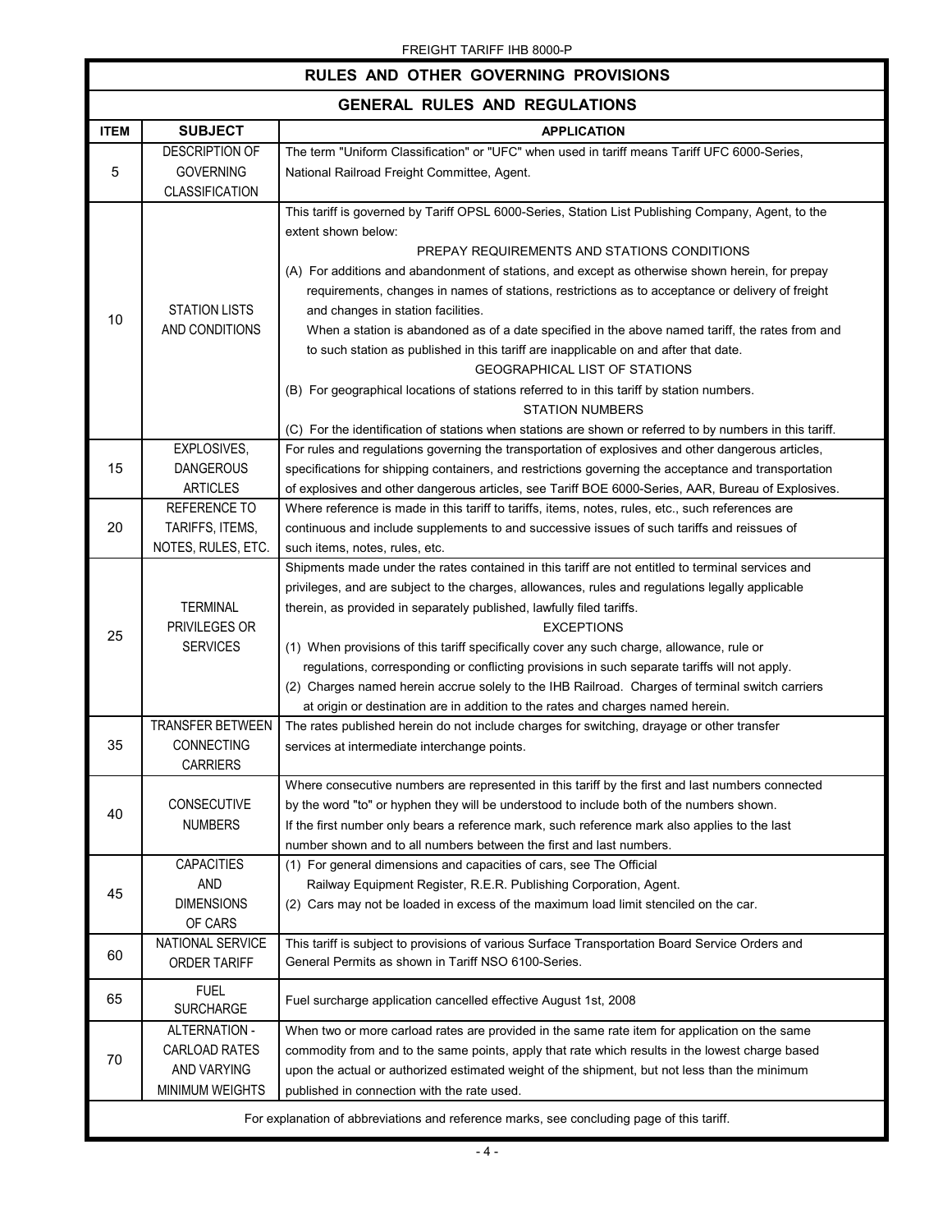# RULES AND OTHER GOVERNING PROVISIONS

## GENERAL RULES AND REGULATIONS

| ITEM | SUBJECT | APPLICATION |
|---|---|---|
| 5 | DESCRIPTION OF GOVERNING CLASSIFICATION | The term "Uniform Classification" or "UFC" when used in tariff means Tariff UFC 6000-Series, National Railroad Freight Committee, Agent. |
| 10 | STATION LISTS AND CONDITIONS | This tariff is governed by Tariff OPSL 6000-Series, Station List Publishing Company, Agent, to the extent shown below:<br>PREPAY REQUIREMENTS AND STATIONS CONDITIONS<br>(A) For additions and abandonment of stations, and except as otherwise shown herein, for prepay requirements, changes in names of stations, restrictions as to acceptance or delivery of freight and changes in station facilities.<br>When a station is abandoned as of a date specified in the above named tariff, the rates from and to such station as published in this tariff are inapplicable on and after that date.<br>GEOGRAPHICAL LIST OF STATIONS<br>(B) For geographical locations of stations referred to in this tariff by station numbers.<br>STATION NUMBERS<br>(C) For the identification of stations when stations are shown or referred to by numbers in this tariff. |
| 15 | EXPLOSIVES, DANGEROUS ARTICLES | For rules and regulations governing the transportation of explosives and other dangerous articles, specifications for shipping containers, and restrictions governing the acceptance and transportation of explosives and other dangerous articles, see Tariff BOE 6000-Series, AAR, Bureau of Explosives. |
| 20 | REFERENCE TO TARIFFS, ITEMS, NOTES, RULES, ETC. | Where reference is made in this tariff to tariffs, items, notes, rules, etc., such references are continuous and include supplements to and successive issues of such tariffs and reissues of such items, notes, rules, etc. |
| 25 | TERMINAL PRIVILEGES OR SERVICES | Shipments made under the rates contained in this tariff are not entitled to terminal services and privileges, and are subject to the charges, allowances, rules and regulations legally applicable therein, as provided in separately published, lawfully filed tariffs.<br>EXCEPTIONS<br>(1) When provisions of this tariff specifically cover any such charge, allowance, rule or regulations, corresponding or conflicting provisions in such separate tariffs will not apply.<br>(2) Charges named herein accrue solely to the IHB Railroad. Charges of terminal switch carriers at origin or destination are in addition to the rates and charges named herein. |
| 35 | TRANSFER BETWEEN CONNECTING CARRIERS | The rates published herein do not include charges for switching, drayage or other transfer services at intermediate interchange points. |
| 40 | CONSECUTIVE NUMBERS | Where consecutive numbers are represented in this tariff by the first and last numbers connected by the word "to" or hyphen they will be understood to include both of the numbers shown.<br>If the first number only bears a reference mark, such reference mark also applies to the last number shown and to all numbers between the first and last numbers. |
| 45 | CAPACITIES AND DIMENSIONS OF CARS | (1) For general dimensions and capacities of cars, see The Official Railway Equipment Register, R.E.R. Publishing Corporation, Agent.<br>(2) Cars may not be loaded in excess of the maximum load limit stenciled on the car. |
| 60 | NATIONAL SERVICE ORDER TARIFF | This tariff is subject to provisions of various Surface Transportation Board Service Orders and General Permits as shown in Tariff NSO 6100-Series. |
| 65 | FUEL SURCHARGE | Fuel surcharge application cancelled effective August 1st, 2008 |
| 70 | ALTERNATION - CARLOAD RATES AND VARYING MINIMUM WEIGHTS | When two or more carload rates are provided in the same rate item for application on the same commodity from and to the same points, apply that rate which results in the lowest charge based upon the actual or authorized estimated weight of the shipment, but not less than the minimum published in connection with the rate used. |

For explanation of abbreviations and reference marks, see concluding page of this tariff.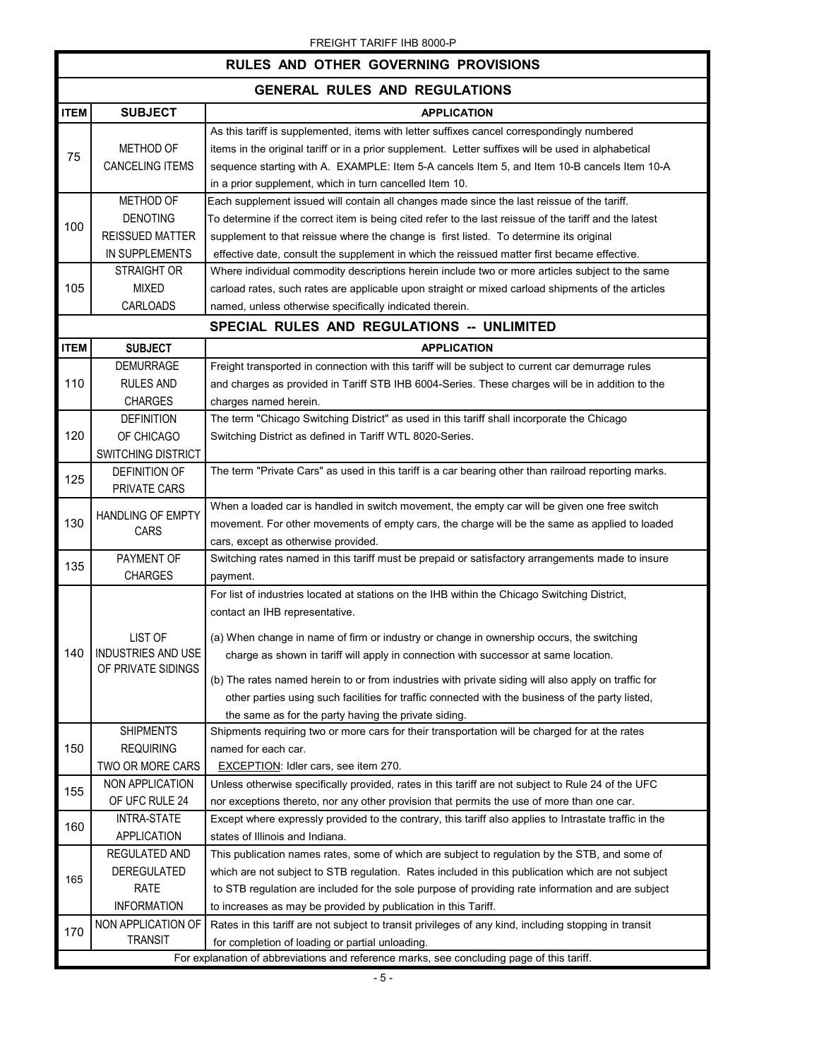## RULES AND OTHER GOVERNING PROVISIONS

### GENERAL RULES AND REGULATIONS

| ITEM | SUBJECT | APPLICATION |
|---|---|---|
| 75 | METHOD OF CANCELING ITEMS | As this tariff is supplemented, items with letter suffixes cancel correspondingly numbered items in the original tariff or in a prior supplement. Letter suffixes will be used in alphabetical sequence starting with A. EXAMPLE: Item 5-A cancels Item 5, and Item 10-B cancels Item 10-A in a prior supplement, which in turn cancelled Item 10. |
| 100 | METHOD OF DENOTING REISSUED MATTER IN SUPPLEMENTS | Each supplement issued will contain all changes made since the last reissue of the tariff. To determine if the correct item is being cited refer to the last reissue of the tariff and the latest supplement to that reissue where the change is first listed. To determine its original effective date, consult the supplement in which the reissued matter first became effective. |
| 105 | STRAIGHT OR MIXED CARLOADS | Where individual commodity descriptions herein include two or more articles subject to the same carload rates, such rates are applicable upon straight or mixed carload shipments of the articles named, unless otherwise specifically indicated therein. |

### SPECIAL RULES AND REGULATIONS -- UNLIMITED

| ITEM | SUBJECT | APPLICATION |
|---|---|---|
| 110 | DEMURRAGE RULES AND CHARGES | Freight transported in connection with this tariff will be subject to current car demurrage rules and charges as provided in Tariff STB IHB 6004-Series. These charges will be in addition to the charges named herein. |
| 120 | DEFINITION OF CHICAGO SWITCHING DISTRICT | The term "Chicago Switching District" as used in this tariff shall incorporate the Chicago Switching District as defined in Tariff WTL 8020-Series. |
| 125 | DEFINITION OF PRIVATE CARS | The term "Private Cars" as used in this tariff is a car bearing other than railroad reporting marks. |
| 130 | HANDLING OF EMPTY CARS | When a loaded car is handled in switch movement, the empty car will be given one free switch movement. For other movements of empty cars, the charge will be the same as applied to loaded cars, except as otherwise provided. |
| 135 | PAYMENT OF CHARGES | Switching rates named in this tariff must be prepaid or satisfactory arrangements made to insure payment. |
| 140 | LIST OF INDUSTRIES AND USE OF PRIVATE SIDINGS | For list of industries located at stations on the IHB within the Chicago Switching District, contact an IHB representative.<br><br>(a) When change in name of firm or industry or change in ownership occurs, the switching charge as shown in tariff will apply in connection with successor at same location.<br><br>(b) The rates named herein to or from industries with private siding will also apply on traffic for other parties using such facilities for traffic connected with the business of the party listed, the same as for the party having the private siding. |
| 150 | SHIPMENTS REQUIRING TWO OR MORE CARS | Shipments requiring two or more cars for their transportation will be charged for at the rates named for each car.<br>EXCEPTION: Idler cars, see item 270. |
| 155 | NON APPLICATION OF UFC RULE 24 | Unless otherwise specifically provided, rates in this tariff are not subject to Rule 24 of the UFC nor exceptions thereto, nor any other provision that permits the use of more than one car. |
| 160 | INTRA-STATE APPLICATION | Except where expressly provided to the contrary, this tariff also applies to Intrastate traffic in the states of Illinois and Indiana. |
| 165 | REGULATED AND DEREGULATED RATE INFORMATION | This publication names rates, some of which are subject to regulation by the STB, and some of which are not subject to STB regulation. Rates included in this publication which are not subject to STB regulation are included for the sole purpose of providing rate information and are subject to increases as may be provided by publication in this Tariff. |
| 170 | NON APPLICATION OF TRANSIT | Rates in this tariff are not subject to transit privileges of any kind, including stopping in transit for completion of loading or partial unloading. |

For explanation of abbreviations and reference marks, see concluding page of this tariff.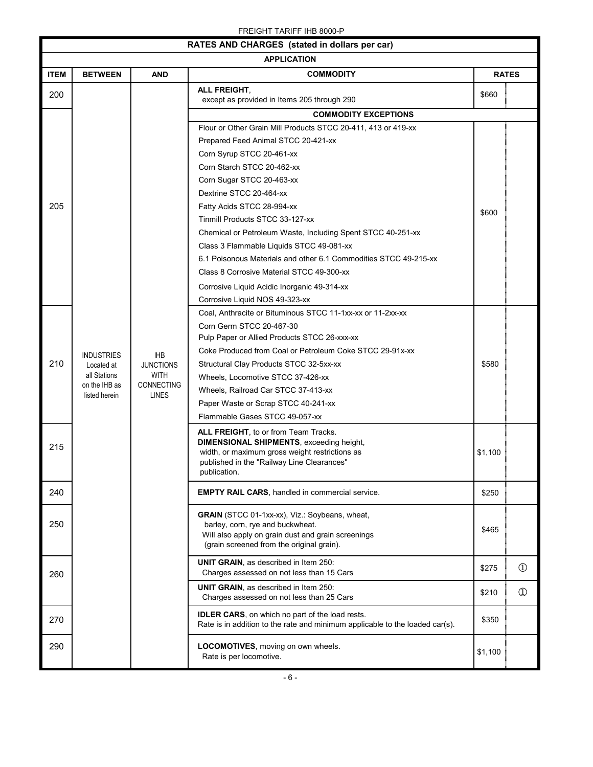## RATES AND CHARGES (stated in dollars per car)

### APPLICATION

| ITEM | BETWEEN | AND | COMMODITY | RATES | |
|---|---|---|---|---|---|
| 200 | INDUSTRIES Located at all Stations on the IHB as listed herein | IHB JUNCTIONS WITH CONNECTING LINES | **ALL FREIGHT**, except as provided in Items 205 through 290 | $660 | |
| | | | **COMMODITY EXCEPTIONS** | | |
| 205 | | | Flour or Other Grain Mill Products STCC 20-411, 413 or 419-xx<br>Prepared Feed Animal STCC 20-421-xx<br>Corn Syrup STCC 20-461-xx<br>Corn Starch STCC 20-462-xx<br>Corn Sugar STCC 20-463-xx<br>Dextrine STCC 20-464-xx<br>Fatty Acids STCC 28-994-xx<br>Tinmill Products STCC 33-127-xx<br>Chemical or Petroleum Waste, Including Spent STCC 40-251-xx<br>Class 3 Flammable Liquids STCC 49-081-xx<br>6.1 Poisonous Materials and other 6.1 Commodities STCC 49-215-xx<br>Class 8 Corrosive Material STCC 49-300-xx<br>Corrosive Liquid Acidic Inorganic 49-314-xx<br>Corrosive Liquid NOS 49-323-xx | $600 | |
| 210 | | | Coal, Anthracite or Bituminous STCC 11-1xx-xx or 11-2xx-xx<br>Corn Germ STCC 20-467-30<br>Pulp Paper or Allied Products STCC 26-xxx-xx<br>Coke Produced from Coal or Petroleum Coke STCC 29-91x-xx<br>Structural Clay Products STCC 32-5xx-xx<br>Wheels, Locomotive STCC 37-426-xx<br>Wheels, Railroad Car STCC 37-413-xx<br>Paper Waste or Scrap STCC 40-241-xx<br>Flammable Gases STCC 49-057-xx | $580 | |
| 215 | | | **ALL FREIGHT**, to or from Team Tracks.<br>**DIMENSIONAL SHIPMENTS**, exceeding height, width, or maximum gross weight restrictions as published in the "Railway Line Clearances" publication. | $1,100 | |
| 240 | | | **EMPTY RAIL CARS**, handled in commercial service. | $250 | |
| 250 | | | **GRAIN** (STCC 01-1xx-xx), Viz.: Soybeans, wheat, barley, corn, rye and buckwheat.<br>Will also apply on grain dust and grain screenings (grain screened from the original grain). | $465 | |
| 260 | | | **UNIT GRAIN**, as described in Item 250: Charges assessed on not less than 15 Cars | $275 | ① |
| | | | **UNIT GRAIN**, as described in Item 250: Charges assessed on not less than 25 Cars | $210 | ① |
| 270 | | | **IDLER CARS**, on which no part of the load rests.<br>Rate is in addition to the rate and minimum applicable to the loaded car(s). | $350 | |
| 290 | | | **LOCOMOTIVES**, moving on own wheels.<br>Rate is per locomotive. | $1,100 | |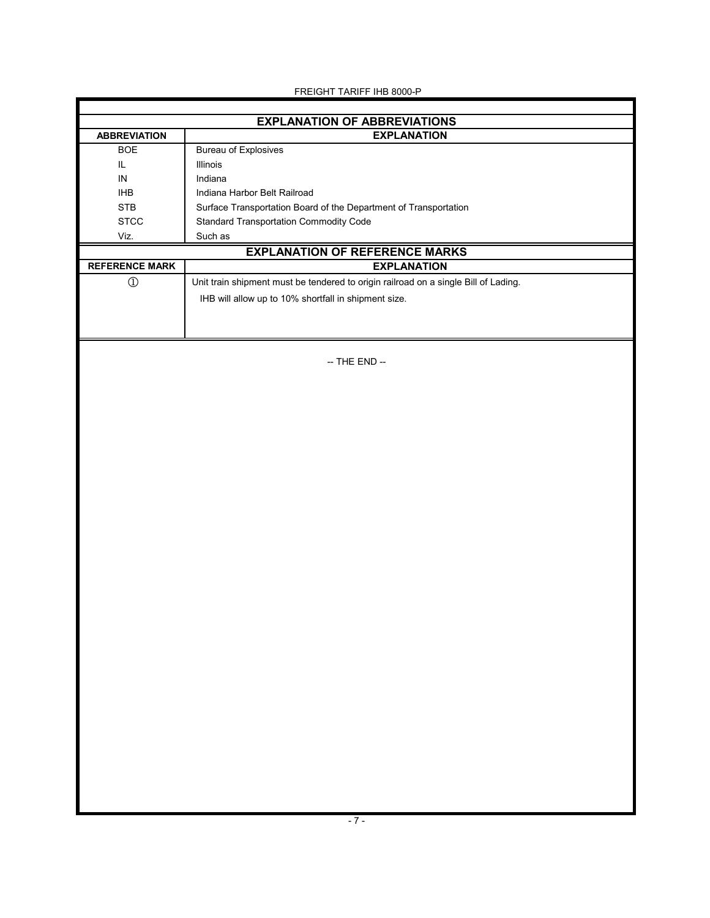## EXPLANATION OF ABBREVIATIONS

| ABBREVIATION | EXPLANATION |
|---|---|
| BOE | Bureau of Explosives |
| IL | Illinois |
| IN | Indiana |
| IHB | Indiana Harbor Belt Railroad |
| STB | Surface Transportation Board of the Department of Transportation |
| STCC | Standard Transportation Commodity Code |
| Viz. | Such as |

## EXPLANATION OF REFERENCE MARKS

| REFERENCE MARK | EXPLANATION |
|---|---|
| ① | Unit train shipment must be tendered to origin railroad on a single Bill of Lading. IHB will allow up to 10% shortfall in shipment size. |

-- THE END --